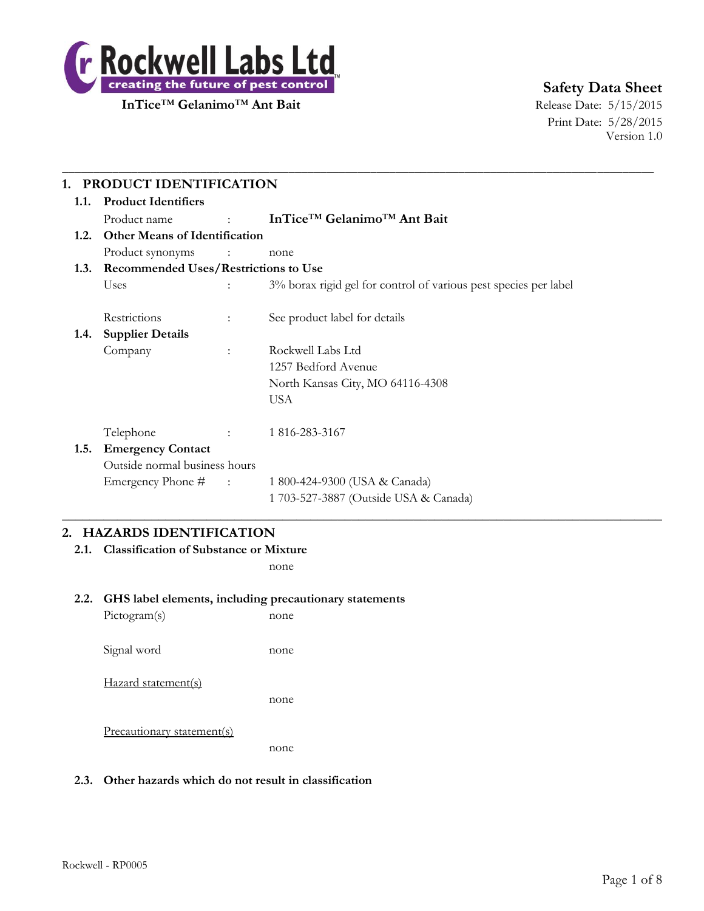**Rockwell Labs Ltd**
**creating the future of pest control™**

**InTice™ Gelanimo™ Ant Bait**

**Safety Data Sheet**
Release Date: 5/15/2015
Print Date: 5/28/2015
Version 1.0

---

## 1. PRODUCT IDENTIFICATION

### 1.1. Product Identifiers

Product name : **InTice™ Gelanimo™ Ant Bait**

### 1.2. Other Means of Identification

Product synonyms : none

### 1.3. Recommended Uses/Restrictions to Use

Uses : 3% borax rigid gel for control of various pest species per label

Restrictions : See product label for details

### 1.4. Supplier Details

Company : Rockwell Labs Ltd
1257 Bedford Avenue
North Kansas City, MO 64116-4308
USA

Telephone : 1 816-283-3167

### 1.5. Emergency Contact

Outside normal business hours

Emergency Phone # : 1 800-424-9300 (USA & Canada)
1 703-527-3887 (Outside USA & Canada)

---

## 2. HAZARDS IDENTIFICATION

### 2.1. Classification of Substance or Mixture

none

### 2.2. GHS label elements, including precautionary statements

Pictogram(s) none

Signal word none

Hazard statement(s)

none

Precautionary statement(s)

none

### 2.3. Other hazards which do not result in classification

Rockwell - RP0005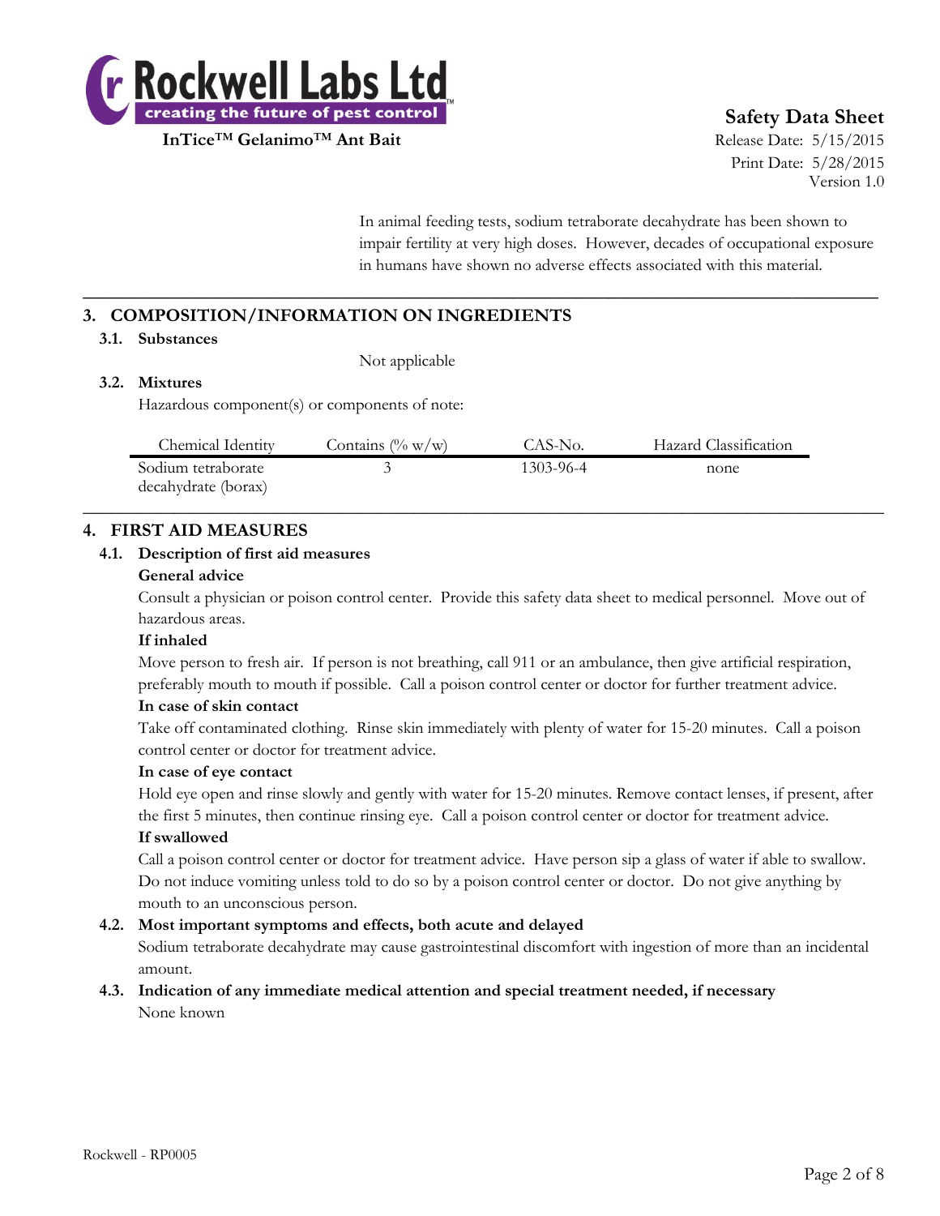In animal feeding tests, sodium tetraborate decahydrate has been shown to impair fertility at very high doses. However, decades of occupational exposure in humans have shown no adverse effects associated with this material.

## 3. COMPOSITION/INFORMATION ON INGREDIENTS

### 3.1. Substances

Not applicable

### 3.2. Mixtures

Hazardous component(s) or components of note:

| Chemical Identity | Contains (% w/w) | CAS-No. | Hazard Classification |
|---|---|---|---|
| Sodium tetraborate decahydrate (borax) | 3 | 1303-96-4 | none |

## 4. FIRST AID MEASURES

### 4.1. Description of first aid measures

**General advice**

Consult a physician or poison control center. Provide this safety data sheet to medical personnel. Move out of hazardous areas.

**If inhaled**

Move person to fresh air. If person is not breathing, call 911 or an ambulance, then give artificial respiration, preferably mouth to mouth if possible. Call a poison control center or doctor for further treatment advice.

**In case of skin contact**

Take off contaminated clothing. Rinse skin immediately with plenty of water for 15-20 minutes. Call a poison control center or doctor for treatment advice.

**In case of eye contact**

Hold eye open and rinse slowly and gently with water for 15-20 minutes. Remove contact lenses, if present, after the first 5 minutes, then continue rinsing eye. Call a poison control center or doctor for treatment advice.

**If swallowed**

Call a poison control center or doctor for treatment advice. Have person sip a glass of water if able to swallow. Do not induce vomiting unless told to do so by a poison control center or doctor. Do not give anything by mouth to an unconscious person.

### 4.2. Most important symptoms and effects, both acute and delayed

Sodium tetraborate decahydrate may cause gastrointestinal discomfort with ingestion of more than an incidental amount.

### 4.3. Indication of any immediate medical attention and special treatment needed, if necessary

None known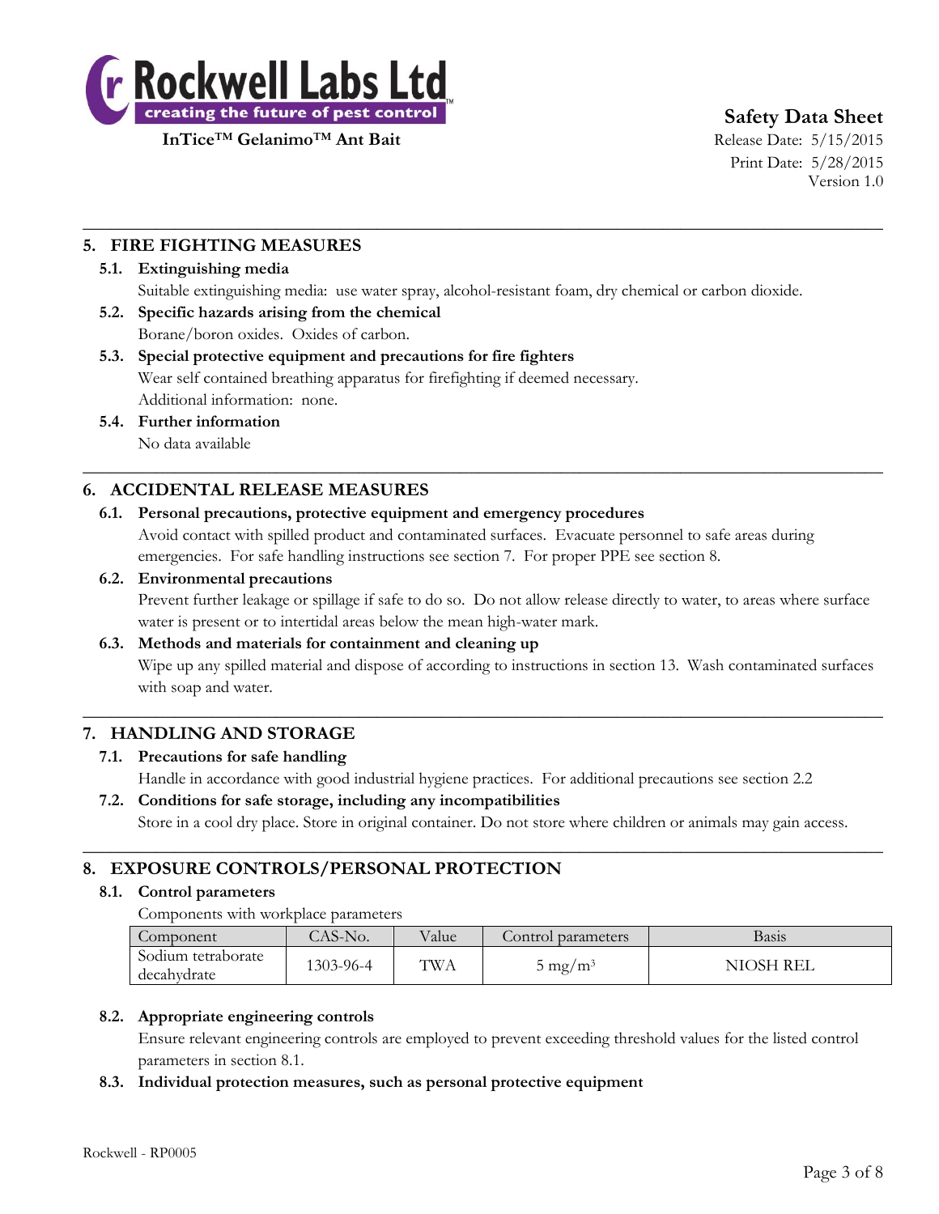## 5. FIRE FIGHTING MEASURES

### 5.1. Extinguishing media

Suitable extinguishing media: use water spray, alcohol-resistant foam, dry chemical or carbon dioxide.

### 5.2. Specific hazards arising from the chemical

Borane/boron oxides. Oxides of carbon.

### 5.3. Special protective equipment and precautions for fire fighters

Wear self contained breathing apparatus for firefighting if deemed necessary.

Additional information: none.

### 5.4. Further information

No data available

## 6. ACCIDENTAL RELEASE MEASURES

### 6.1. Personal precautions, protective equipment and emergency procedures

Avoid contact with spilled product and contaminated surfaces. Evacuate personnel to safe areas during emergencies. For safe handling instructions see section 7. For proper PPE see section 8.

### 6.2. Environmental precautions

Prevent further leakage or spillage if safe to do so. Do not allow release directly to water, to areas where surface water is present or to intertidal areas below the mean high-water mark.

### 6.3. Methods and materials for containment and cleaning up

Wipe up any spilled material and dispose of according to instructions in section 13. Wash contaminated surfaces with soap and water.

## 7. HANDLING AND STORAGE

### 7.1. Precautions for safe handling

Handle in accordance with good industrial hygiene practices. For additional precautions see section 2.2

### 7.2. Conditions for safe storage, including any incompatibilities

Store in a cool dry place. Store in original container. Do not store where children or animals may gain access.

## 8. EXPOSURE CONTROLS/PERSONAL PROTECTION

### 8.1. Control parameters

Components with workplace parameters

| Component | CAS-No. | Value | Control parameters | Basis |
|---|---|---|---|---|
| Sodium tetraborate decahydrate | 1303-96-4 | TWA | 5 mg/m³ | NIOSH REL |

### 8.2. Appropriate engineering controls

Ensure relevant engineering controls are employed to prevent exceeding threshold values for the listed control parameters in section 8.1.

### 8.3. Individual protection measures, such as personal protective equipment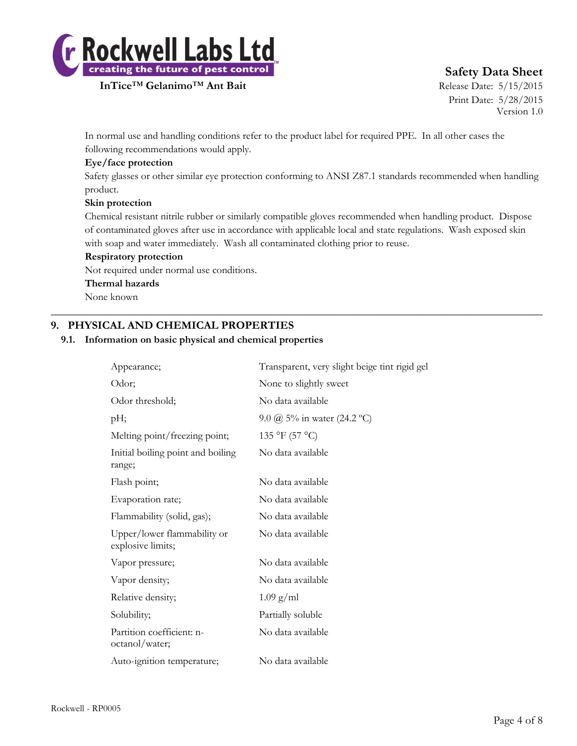In normal use and handling conditions refer to the product label for required PPE. In all other cases the following recommendations would apply.

**Eye/face protection**

Safety glasses or other similar eye protection conforming to ANSI Z87.1 standards recommended when handling product.

**Skin protection**

Chemical resistant nitrile rubber or similarly compatible gloves recommended when handling product. Dispose of contaminated gloves after use in accordance with applicable local and state regulations. Wash exposed skin with soap and water immediately. Wash all contaminated clothing prior to reuse.

**Respiratory protection**

Not required under normal use conditions.

**Thermal hazards**

None known

---

## 9. PHYSICAL AND CHEMICAL PROPERTIES

### 9.1. Information on basic physical and chemical properties

| | |
|---|---|
| Appearance; | Transparent, very slight beige tint rigid gel |
| Odor; | None to slightly sweet |
| Odor threshold; | No data available |
| pH; | 9.0 @ 5% in water (24.2 °C) |
| Melting point/freezing point; | 135 °F (57 °C) |
| Initial boiling point and boiling range; | No data available |
| Flash point; | No data available |
| Evaporation rate; | No data available |
| Flammability (solid, gas); | No data available |
| Upper/lower flammability or explosive limits; | No data available |
| Vapor pressure; | No data available |
| Vapor density; | No data available |
| Relative density; | 1.09 g/ml |
| Solubility; | Partially soluble |
| Partition coefficient: n-octanol/water; | No data available |
| Auto-ignition temperature; | No data available |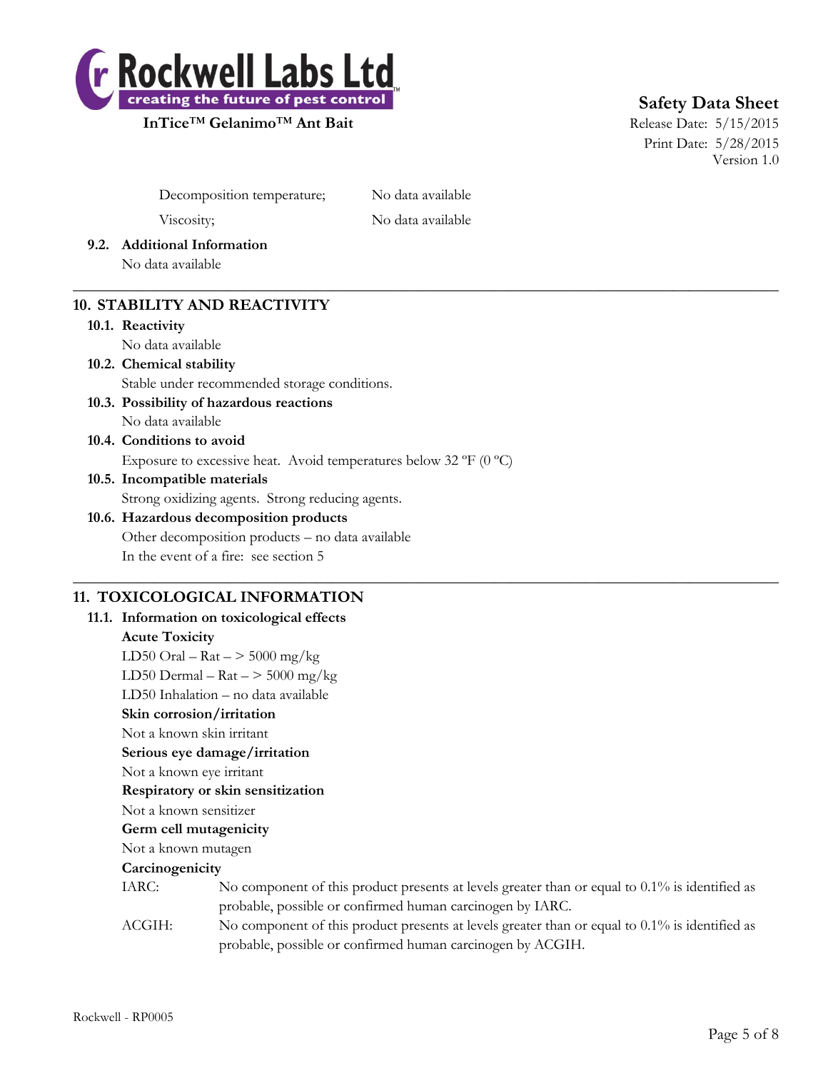Decomposition temperature; No data available

Viscosity; No data available

**9.2. Additional Information**

No data available

---

## 10. STABILITY AND REACTIVITY

**10.1. Reactivity**

No data available

**10.2. Chemical stability**

Stable under recommended storage conditions.

**10.3. Possibility of hazardous reactions**

No data available

**10.4. Conditions to avoid**

Exposure to excessive heat. Avoid temperatures below 32 ºF (0 ºC)

**10.5. Incompatible materials**

Strong oxidizing agents. Strong reducing agents.

**10.6. Hazardous decomposition products**

Other decomposition products – no data available

In the event of a fire: see section 5

---

## 11. TOXICOLOGICAL INFORMATION

**11.1. Information on toxicological effects**

**Acute Toxicity**

LD50 Oral – Rat – > 5000 mg/kg

LD50 Dermal – Rat – > 5000 mg/kg

LD50 Inhalation – no data available

**Skin corrosion/irritation**

Not a known skin irritant

**Serious eye damage/irritation**

Not a known eye irritant

**Respiratory or skin sensitization**

Not a known sensitizer

**Germ cell mutagenicity**

Not a known mutagen

**Carcinogenicity**

IARC: No component of this product presents at levels greater than or equal to 0.1% is identified as probable, possible or confirmed human carcinogen by IARC.

ACGIH: No component of this product presents at levels greater than or equal to 0.1% is identified as probable, possible or confirmed human carcinogen by ACGIH.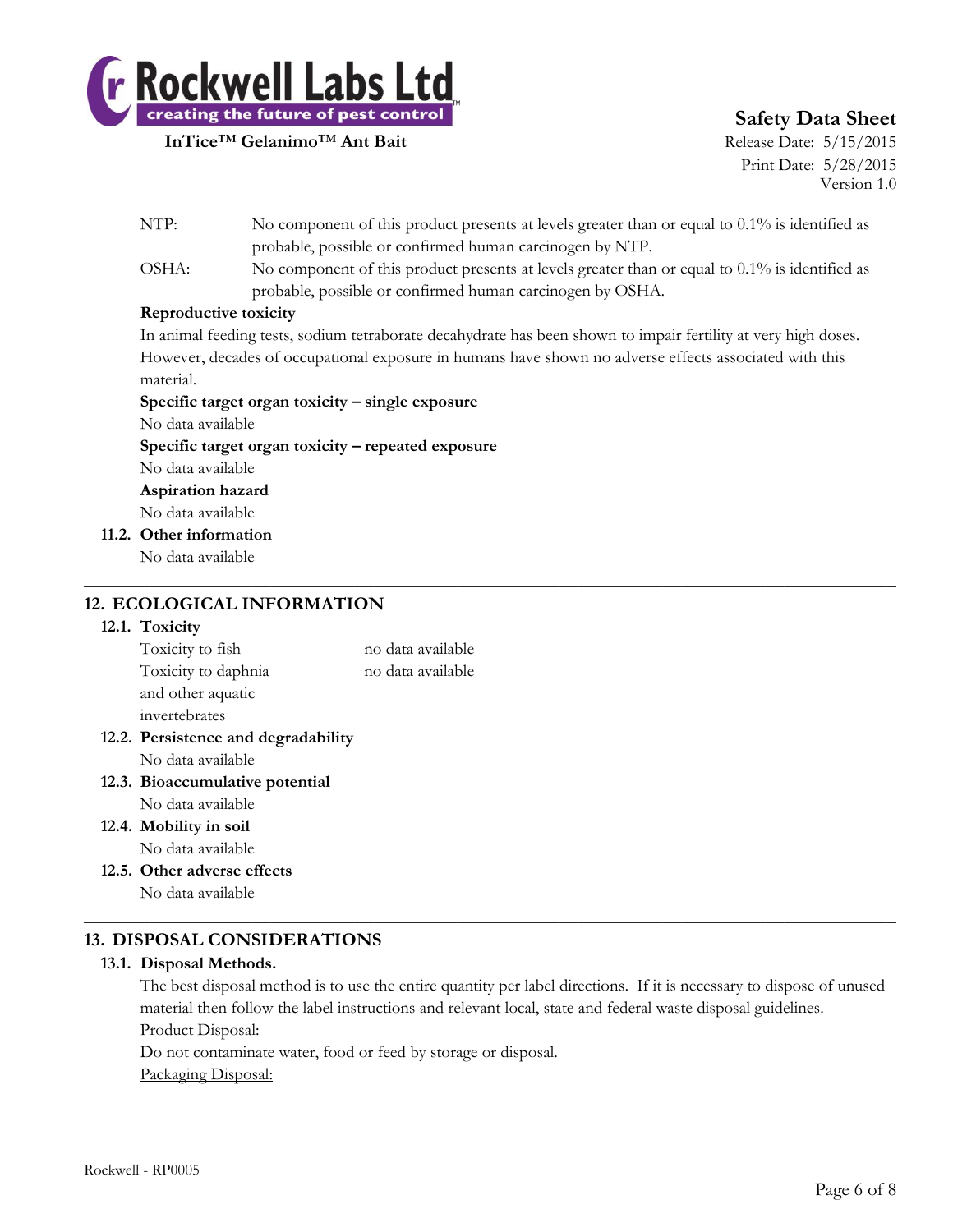NTP: No component of this product presents at levels greater than or equal to 0.1% is identified as probable, possible or confirmed human carcinogen by NTP.

OSHA: No component of this product presents at levels greater than or equal to 0.1% is identified as probable, possible or confirmed human carcinogen by OSHA.

**Reproductive toxicity**

In animal feeding tests, sodium tetraborate decahydrate has been shown to impair fertility at very high doses. However, decades of occupational exposure in humans have shown no adverse effects associated with this material.

**Specific target organ toxicity – single exposure**

No data available

**Specific target organ toxicity – repeated exposure**

No data available

**Aspiration hazard**

No data available

### 11.2. Other information

No data available

## 12. ECOLOGICAL INFORMATION

### 12.1. Toxicity

| | |
|---|---|
| Toxicity to fish | no data available |
| Toxicity to daphnia and other aquatic invertebrates | no data available |

### 12.2. Persistence and degradability

No data available

### 12.3. Bioaccumulative potential

No data available

### 12.4. Mobility in soil

No data available

### 12.5. Other adverse effects

No data available

## 13. DISPOSAL CONSIDERATIONS

### 13.1. Disposal Methods.

The best disposal method is to use the entire quantity per label directions. If it is necessary to dispose of unused material then follow the label instructions and relevant local, state and federal waste disposal guidelines.

Product Disposal:

Do not contaminate water, food or feed by storage or disposal.

Packaging Disposal: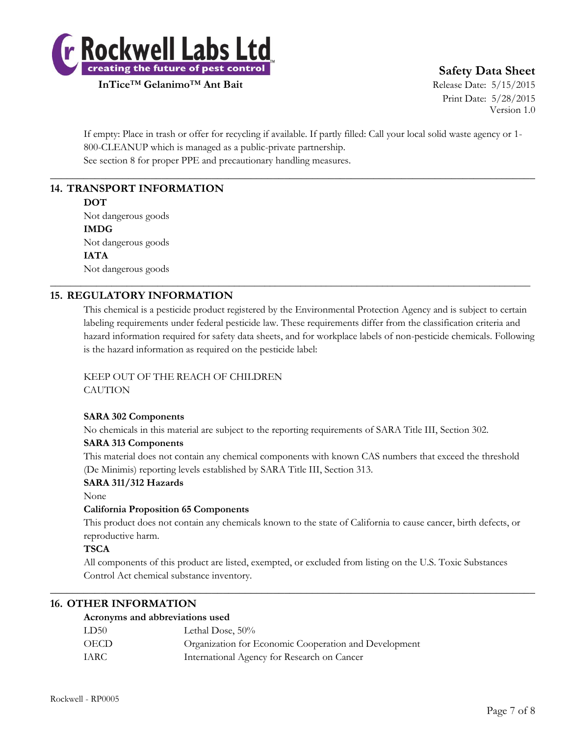If empty: Place in trash or offer for recycling if available. If partly filled: Call your local solid waste agency or 1-800-CLEANUP which is managed as a public-private partnership.
See section 8 for proper PPE and precautionary handling measures.

## 14. TRANSPORT INFORMATION

**DOT**
Not dangerous goods
**IMDG**
Not dangerous goods
**IATA**
Not dangerous goods

## 15. REGULATORY INFORMATION

This chemical is a pesticide product registered by the Environmental Protection Agency and is subject to certain labeling requirements under federal pesticide law. These requirements differ from the classification criteria and hazard information required for safety data sheets, and for workplace labels of non-pesticide chemicals. Following is the hazard information as required on the pesticide label:

KEEP OUT OF THE REACH OF CHILDREN
CAUTION

**SARA 302 Components**
No chemicals in this material are subject to the reporting requirements of SARA Title III, Section 302.
**SARA 313 Components**
This material does not contain any chemical components with known CAS numbers that exceed the threshold (De Minimis) reporting levels established by SARA Title III, Section 313.
**SARA 311/312 Hazards**
None
**California Proposition 65 Components**
This product does not contain any chemicals known to the state of California to cause cancer, birth defects, or reproductive harm.
**TSCA**
All components of this product are listed, exempted, or excluded from listing on the U.S. Toxic Substances Control Act chemical substance inventory.

## 16. OTHER INFORMATION

**Acronyms and abbreviations used**

| | |
|---|---|
| LD50 | Lethal Dose, 50% |
| OECD | Organization for Economic Cooperation and Development |
| IARC | International Agency for Research on Cancer |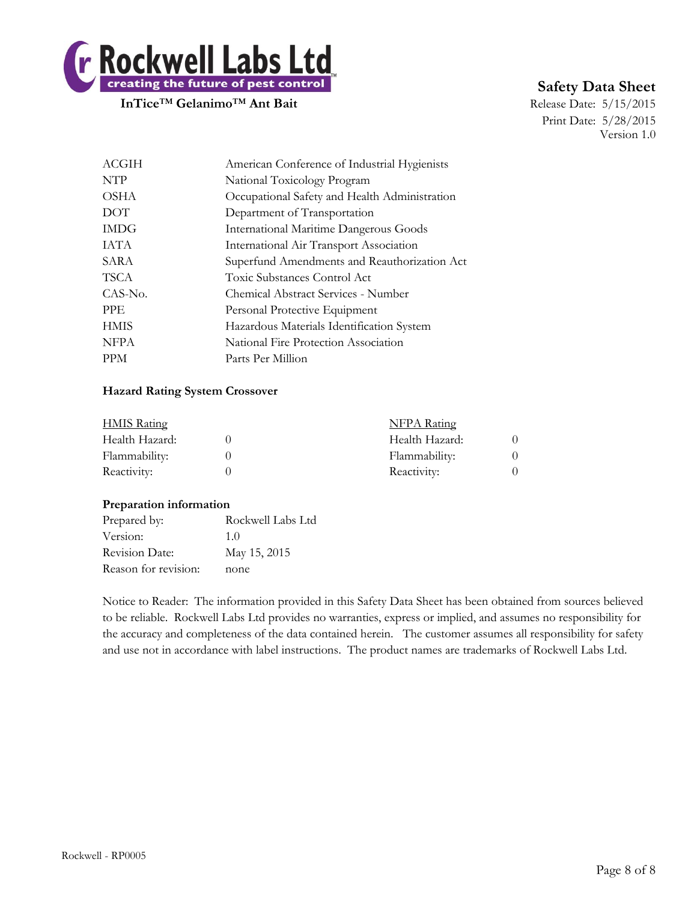| | |
|---|---|
| ACGIH | American Conference of Industrial Hygienists |
| NTP | National Toxicology Program |
| OSHA | Occupational Safety and Health Administration |
| DOT | Department of Transportation |
| IMDG | International Maritime Dangerous Goods |
| IATA | International Air Transport Association |
| SARA | Superfund Amendments and Reauthorization Act |
| TSCA | Toxic Substances Control Act |
| CAS-No. | Chemical Abstract Services - Number |
| PPE | Personal Protective Equipment |
| HMIS | Hazardous Materials Identification System |
| NFPA | National Fire Protection Association |
| PPM | Parts Per Million |

**Hazard Rating System Crossover**

| HMIS Rating | | NFPA Rating | |
|---|---|---|---|
| Health Hazard: | 0 | Health Hazard: | 0 |
| Flammability: | 0 | Flammability: | 0 |
| Reactivity: | 0 | Reactivity: | 0 |

**Preparation information**

| | |
|---|---|
| Prepared by: | Rockwell Labs Ltd |
| Version: | 1.0 |
| Revision Date: | May 15, 2015 |
| Reason for revision: | none |

Notice to Reader: The information provided in this Safety Data Sheet has been obtained from sources believed to be reliable. Rockwell Labs Ltd provides no warranties, express or implied, and assumes no responsibility for the accuracy and completeness of the data contained herein. The customer assumes all responsibility for safety and use not in accordance with label instructions. The product names are trademarks of Rockwell Labs Ltd.